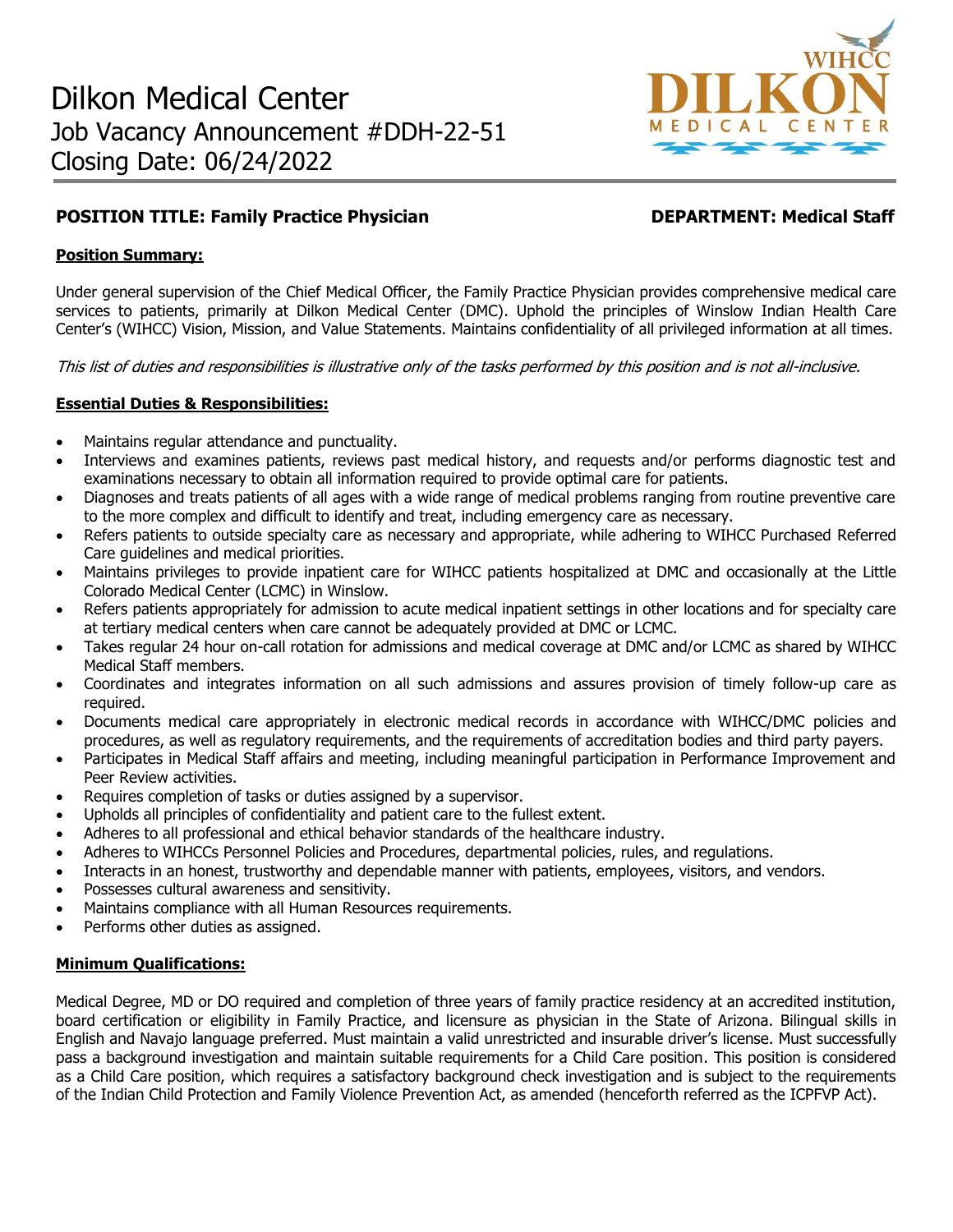# Dilkon Medical Center
## Job Vacancy Announcement #DDH-22-51
## Closing Date: 06/24/2022

**POSITION TITLE: Family Practice Physician** **DEPARTMENT: Medical Staff**

**Position Summary:**

Under general supervision of the Chief Medical Officer, the Family Practice Physician provides comprehensive medical care services to patients, primarily at Dilkon Medical Center (DMC). Uphold the principles of Winslow Indian Health Care Center's (WIHCC) Vision, Mission, and Value Statements. Maintains confidentiality of all privileged information at all times.

*This list of duties and responsibilities is illustrative only of the tasks performed by this position and is not all-inclusive.*

**Essential Duties & Responsibilities:**

- Maintains regular attendance and punctuality.
- Interviews and examines patients, reviews past medical history, and requests and/or performs diagnostic test and examinations necessary to obtain all information required to provide optimal care for patients.
- Diagnoses and treats patients of all ages with a wide range of medical problems ranging from routine preventive care to the more complex and difficult to identify and treat, including emergency care as necessary.
- Refers patients to outside specialty care as necessary and appropriate, while adhering to WIHCC Purchased Referred Care guidelines and medical priorities.
- Maintains privileges to provide inpatient care for WIHCC patients hospitalized at DMC and occasionally at the Little Colorado Medical Center (LCMC) in Winslow.
- Refers patients appropriately for admission to acute medical inpatient settings in other locations and for specialty care at tertiary medical centers when care cannot be adequately provided at DMC or LCMC.
- Takes regular 24 hour on-call rotation for admissions and medical coverage at DMC and/or LCMC as shared by WIHCC Medical Staff members.
- Coordinates and integrates information on all such admissions and assures provision of timely follow-up care as required.
- Documents medical care appropriately in electronic medical records in accordance with WIHCC/DMC policies and procedures, as well as regulatory requirements, and the requirements of accreditation bodies and third party payers.
- Participates in Medical Staff affairs and meeting, including meaningful participation in Performance Improvement and Peer Review activities.
- Requires completion of tasks or duties assigned by a supervisor.
- Upholds all principles of confidentiality and patient care to the fullest extent.
- Adheres to all professional and ethical behavior standards of the healthcare industry.
- Adheres to WIHCCs Personnel Policies and Procedures, departmental policies, rules, and regulations.
- Interacts in an honest, trustworthy and dependable manner with patients, employees, visitors, and vendors.
- Possesses cultural awareness and sensitivity.
- Maintains compliance with all Human Resources requirements.
- Performs other duties as assigned.

**Minimum Qualifications:**

Medical Degree, MD or DO required and completion of three years of family practice residency at an accredited institution, board certification or eligibility in Family Practice, and licensure as physician in the State of Arizona. Bilingual skills in English and Navajo language preferred. Must maintain a valid unrestricted and insurable driver's license. Must successfully pass a background investigation and maintain suitable requirements for a Child Care position. This position is considered as a Child Care position, which requires a satisfactory background check investigation and is subject to the requirements of the Indian Child Protection and Family Violence Prevention Act, as amended (henceforth referred as the ICPFVP Act).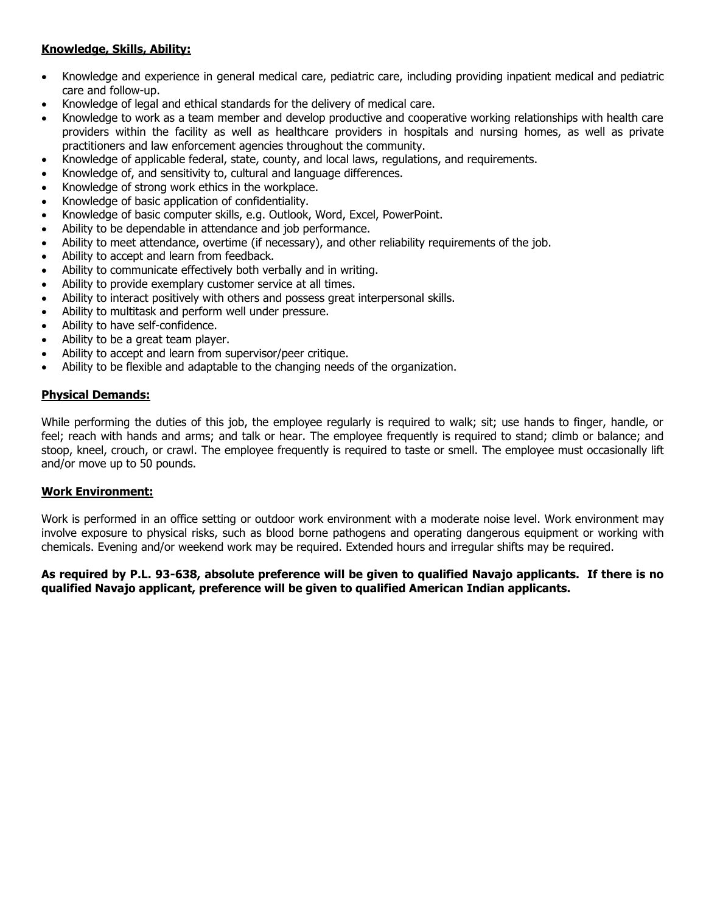**Knowledge, Skills, Ability:**

- Knowledge and experience in general medical care, pediatric care, including providing inpatient medical and pediatric care and follow-up.
- Knowledge of legal and ethical standards for the delivery of medical care.
- Knowledge to work as a team member and develop productive and cooperative working relationships with health care providers within the facility as well as healthcare providers in hospitals and nursing homes, as well as private practitioners and law enforcement agencies throughout the community.
- Knowledge of applicable federal, state, county, and local laws, regulations, and requirements.
- Knowledge of, and sensitivity to, cultural and language differences.
- Knowledge of strong work ethics in the workplace.
- Knowledge of basic application of confidentiality.
- Knowledge of basic computer skills, e.g. Outlook, Word, Excel, PowerPoint.
- Ability to be dependable in attendance and job performance.
- Ability to meet attendance, overtime (if necessary), and other reliability requirements of the job.
- Ability to accept and learn from feedback.
- Ability to communicate effectively both verbally and in writing.
- Ability to provide exemplary customer service at all times.
- Ability to interact positively with others and possess great interpersonal skills.
- Ability to multitask and perform well under pressure.
- Ability to have self-confidence.
- Ability to be a great team player.
- Ability to accept and learn from supervisor/peer critique.
- Ability to be flexible and adaptable to the changing needs of the organization.

**Physical Demands:**

While performing the duties of this job, the employee regularly is required to walk; sit; use hands to finger, handle, or feel; reach with hands and arms; and talk or hear. The employee frequently is required to stand; climb or balance; and stoop, kneel, crouch, or crawl. The employee frequently is required to taste or smell. The employee must occasionally lift and/or move up to 50 pounds.

**Work Environment:**

Work is performed in an office setting or outdoor work environment with a moderate noise level. Work environment may involve exposure to physical risks, such as blood borne pathogens and operating dangerous equipment or working with chemicals. Evening and/or weekend work may be required. Extended hours and irregular shifts may be required.

**As required by P.L. 93-638, absolute preference will be given to qualified Navajo applicants. If there is no qualified Navajo applicant, preference will be given to qualified American Indian applicants.**